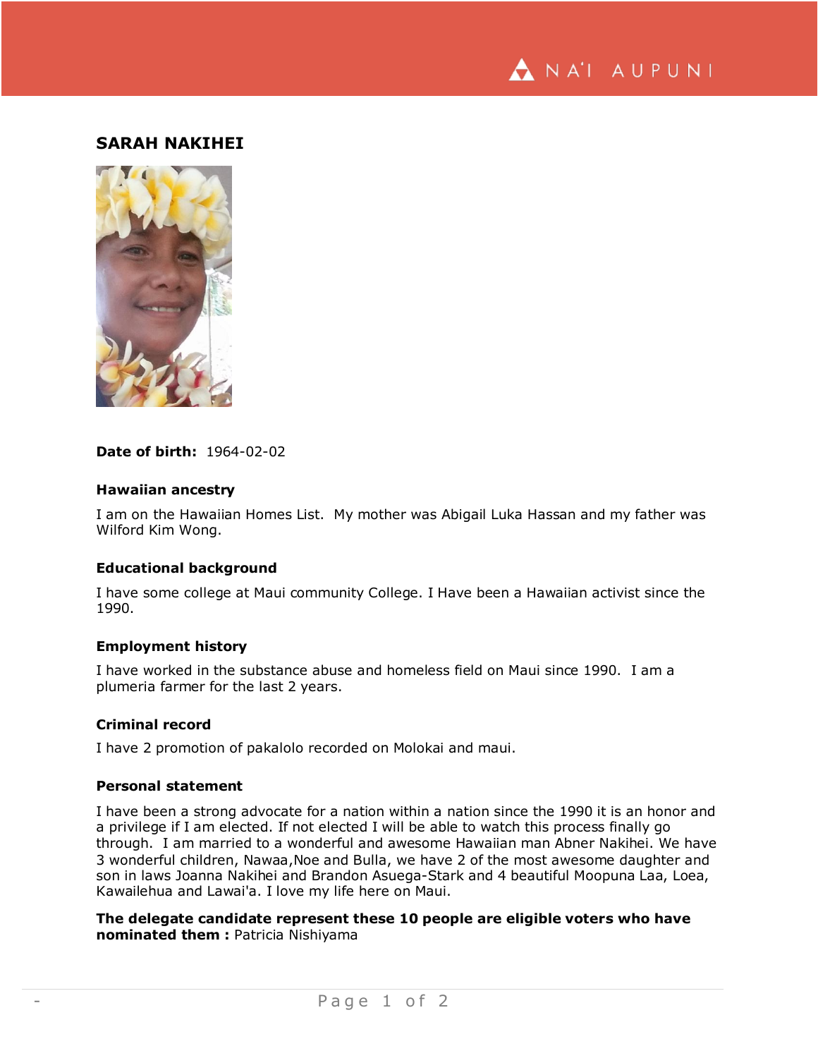# SARAH NAKIHEI

**Date of birth:** 1964-02-02

### Hawaiian ancestry

I am on the Hawaiian Homes List. My mother was Abigail Luka Hassan and my father was Wilford Kim Wong.

### Educational background

I have some college at Maui community College. I Have been a Hawaiian activist since the 1990.

### Employment history

I have worked in the substance abuse and homeless field on Maui since 1990. I am a plumeria farmer for the last 2 years.

### Criminal record

I have 2 promotion of pakalolo recorded on Molokai and maui.

### Personal statement

I have been a strong advocate for a nation within a nation since the 1990 it is an honor and a privilege if I am elected. If not elected I will be able to watch this process finally go through. I am married to a wonderful and awesome Hawaiian man Abner Nakihei. We have 3 wonderful children, Nawaa,Noe and Bulla, we have 2 of the most awesome daughter and son in laws Joanna Nakihei and Brandon Asuega-Stark and 4 beautiful Moopuna Laa, Loea, Kawailehua and Lawai'a. I love my life here on Maui.

**The delegate candidate represent these 10 people are eligible voters who have nominated them :** Patricia Nishiyama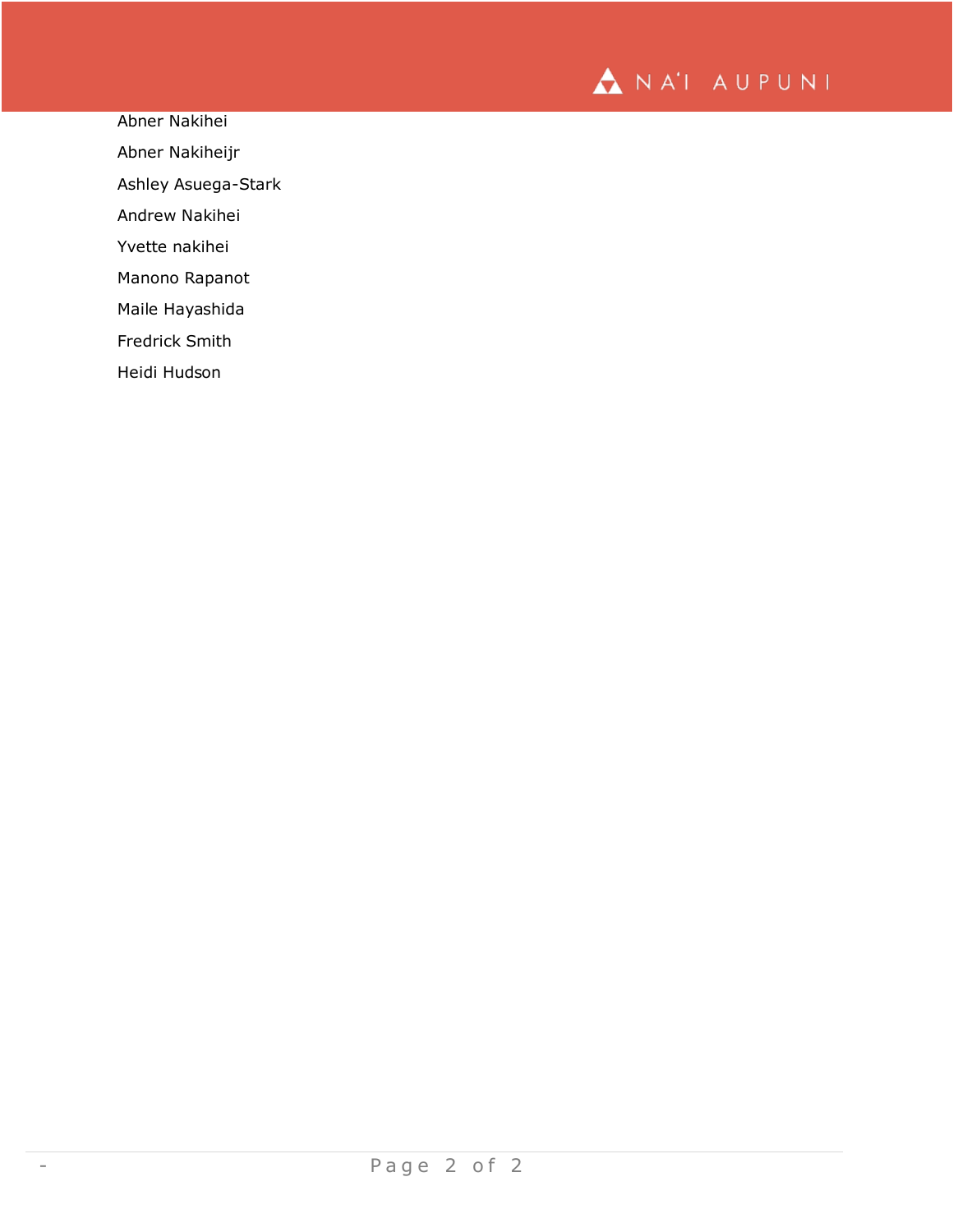Abner Nakihei

Abner Nakiheijr

Ashley Asuega-Stark

Andrew Nakihei

Yvette nakihei

Manono Rapanot

Maile Hayashida

Fredrick Smith

Heidi Hudson